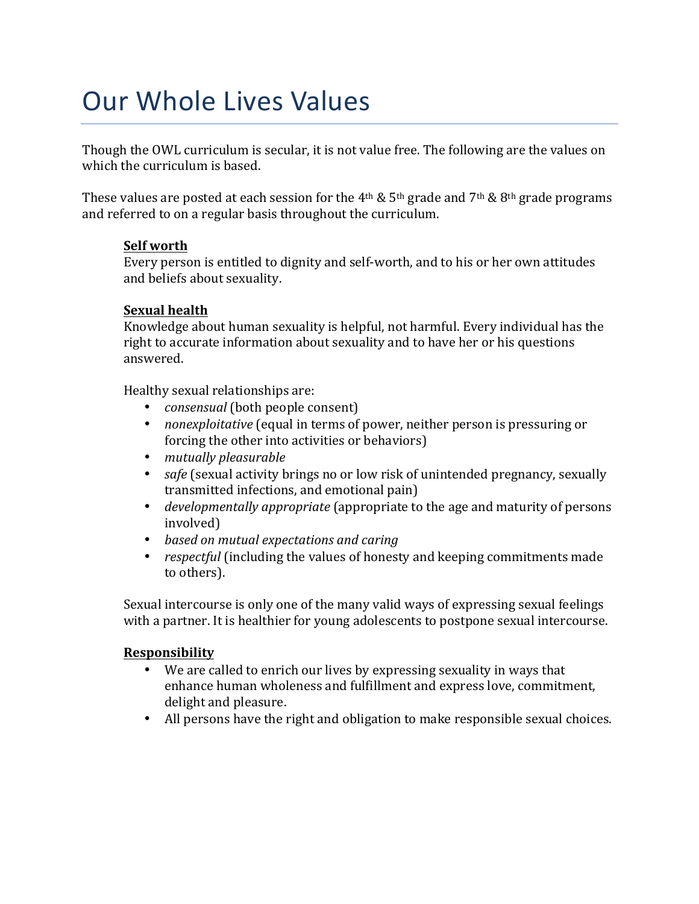# Our Whole Lives Values

Though the OWL curriculum is secular, it is not value free. The following are the values on which the curriculum is based.

These values are posted at each session for the 4th & 5th grade and 7th & 8th grade programs and referred to on a regular basis throughout the curriculum.

**Self worth**
Every person is entitled to dignity and self-worth, and to his or her own attitudes and beliefs about sexuality.

**Sexual health**
Knowledge about human sexuality is helpful, not harmful. Every individual has the right to accurate information about sexuality and to have her or his questions answered.

Healthy sexual relationships are:

- *consensual* (both people consent)
- *nonexploitative* (equal in terms of power, neither person is pressuring or forcing the other into activities or behaviors)
- *mutually pleasurable*
- *safe* (sexual activity brings no or low risk of unintended pregnancy, sexually transmitted infections, and emotional pain)
- *developmentally appropriate* (appropriate to the age and maturity of persons involved)
- *based on mutual expectations and caring*
- *respectful* (including the values of honesty and keeping commitments made to others).

Sexual intercourse is only one of the many valid ways of expressing sexual feelings with a partner. It is healthier for young adolescents to postpone sexual intercourse.

**Responsibility**

- We are called to enrich our lives by expressing sexuality in ways that enhance human wholeness and fulfillment and express love, commitment, delight and pleasure.
- All persons have the right and obligation to make responsible sexual choices.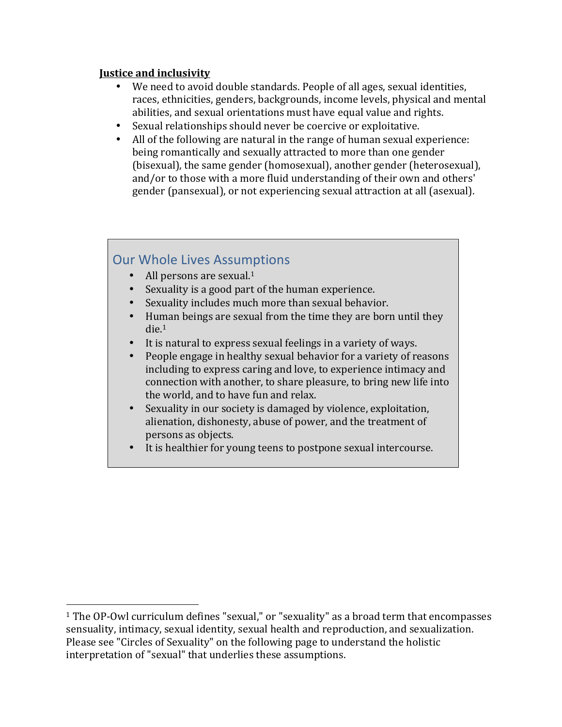**Justice and inclusivity**

- We need to avoid double standards. People of all ages, sexual identities, races, ethnicities, genders, backgrounds, income levels, physical and mental abilities, and sexual orientations must have equal value and rights.
- Sexual relationships should never be coercive or exploitative.
- All of the following are natural in the range of human sexual experience: being romantically and sexually attracted to more than one gender (bisexual), the same gender (homosexual), another gender (heterosexual), and/or to those with a more fluid understanding of their own and others' gender (pansexual), or not experiencing sexual attraction at all (asexual).

## Our Whole Lives Assumptions

- All persons are sexual.[1]
- Sexuality is a good part of the human experience.
- Sexuality includes much more than sexual behavior.
- Human beings are sexual from the time they are born until they die.[1]
- It is natural to express sexual feelings in a variety of ways.
- People engage in healthy sexual behavior for a variety of reasons including to express caring and love, to experience intimacy and connection with another, to share pleasure, to bring new life into the world, and to have fun and relax.
- Sexuality in our society is damaged by violence, exploitation, alienation, dishonesty, abuse of power, and the treatment of persons as objects.
- It is healthier for young teens to postpone sexual intercourse.

---

[1] The OP-Owl curriculum defines "sexual," or "sexuality" as a broad term that encompasses sensuality, intimacy, sexual identity, sexual health and reproduction, and sexualization. Please see "Circles of Sexuality" on the following page to understand the holistic interpretation of "sexual" that underlies these assumptions.